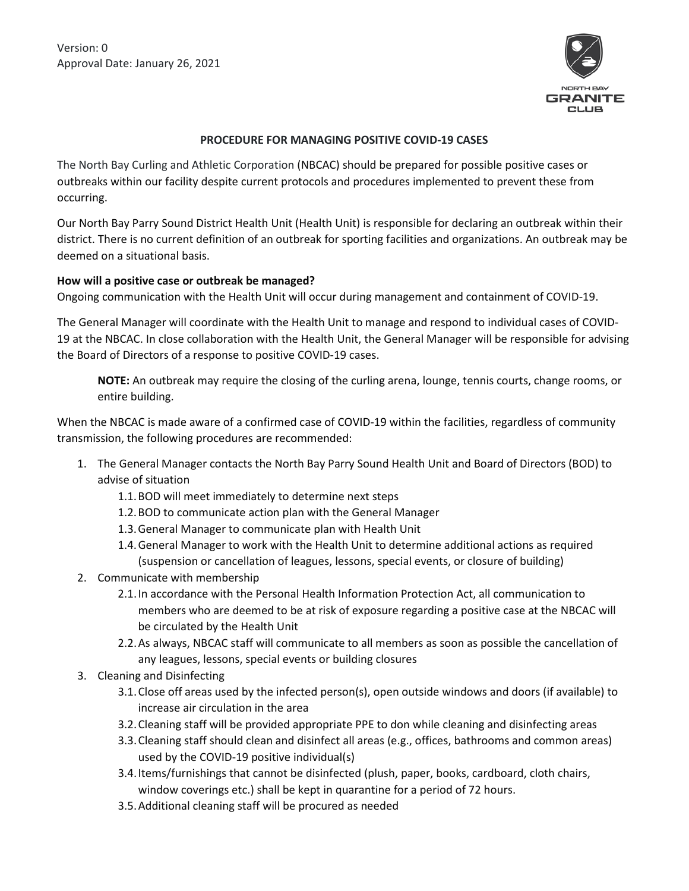Version: 0
Approval Date: January 26, 2021

NORTH BAY GRANITE CLUB

## PROCEDURE FOR MANAGING POSITIVE COVID-19 CASES

The North Bay Curling and Athletic Corporation (NBCAC) should be prepared for possible positive cases or outbreaks within our facility despite current protocols and procedures implemented to prevent these from occurring.

Our North Bay Parry Sound District Health Unit (Health Unit) is responsible for declaring an outbreak within their district. There is no current definition of an outbreak for sporting facilities and organizations. An outbreak may be deemed on a situational basis.

**How will a positive case or outbreak be managed?**
Ongoing communication with the Health Unit will occur during management and containment of COVID-19.

The General Manager will coordinate with the Health Unit to manage and respond to individual cases of COVID-19 at the NBCAC. In close collaboration with the Health Unit, the General Manager will be responsible for advising the Board of Directors of a response to positive COVID-19 cases.

> **NOTE:** An outbreak may require the closing of the curling arena, lounge, tennis courts, change rooms, or entire building.

When the NBCAC is made aware of a confirmed case of COVID-19 within the facilities, regardless of community transmission, the following procedures are recommended:

1. The General Manager contacts the North Bay Parry Sound Health Unit and Board of Directors (BOD) to advise of situation
   - 1.1. BOD will meet immediately to determine next steps
   - 1.2. BOD to communicate action plan with the General Manager
   - 1.3. General Manager to communicate plan with Health Unit
   - 1.4. General Manager to work with the Health Unit to determine additional actions as required (suspension or cancellation of leagues, lessons, special events, or closure of building)
2. Communicate with membership
   - 2.1. In accordance with the Personal Health Information Protection Act, all communication to members who are deemed to be at risk of exposure regarding a positive case at the NBCAC will be circulated by the Health Unit
   - 2.2. As always, NBCAC staff will communicate to all members as soon as possible the cancellation of any leagues, lessons, special events or building closures
3. Cleaning and Disinfecting
   - 3.1. Close off areas used by the infected person(s), open outside windows and doors (if available) to increase air circulation in the area
   - 3.2. Cleaning staff will be provided appropriate PPE to don while cleaning and disinfecting areas
   - 3.3. Cleaning staff should clean and disinfect all areas (e.g., offices, bathrooms and common areas) used by the COVID-19 positive individual(s)
   - 3.4. Items/furnishings that cannot be disinfected (plush, paper, books, cardboard, cloth chairs, window coverings etc.) shall be kept in quarantine for a period of 72 hours.
   - 3.5. Additional cleaning staff will be procured as needed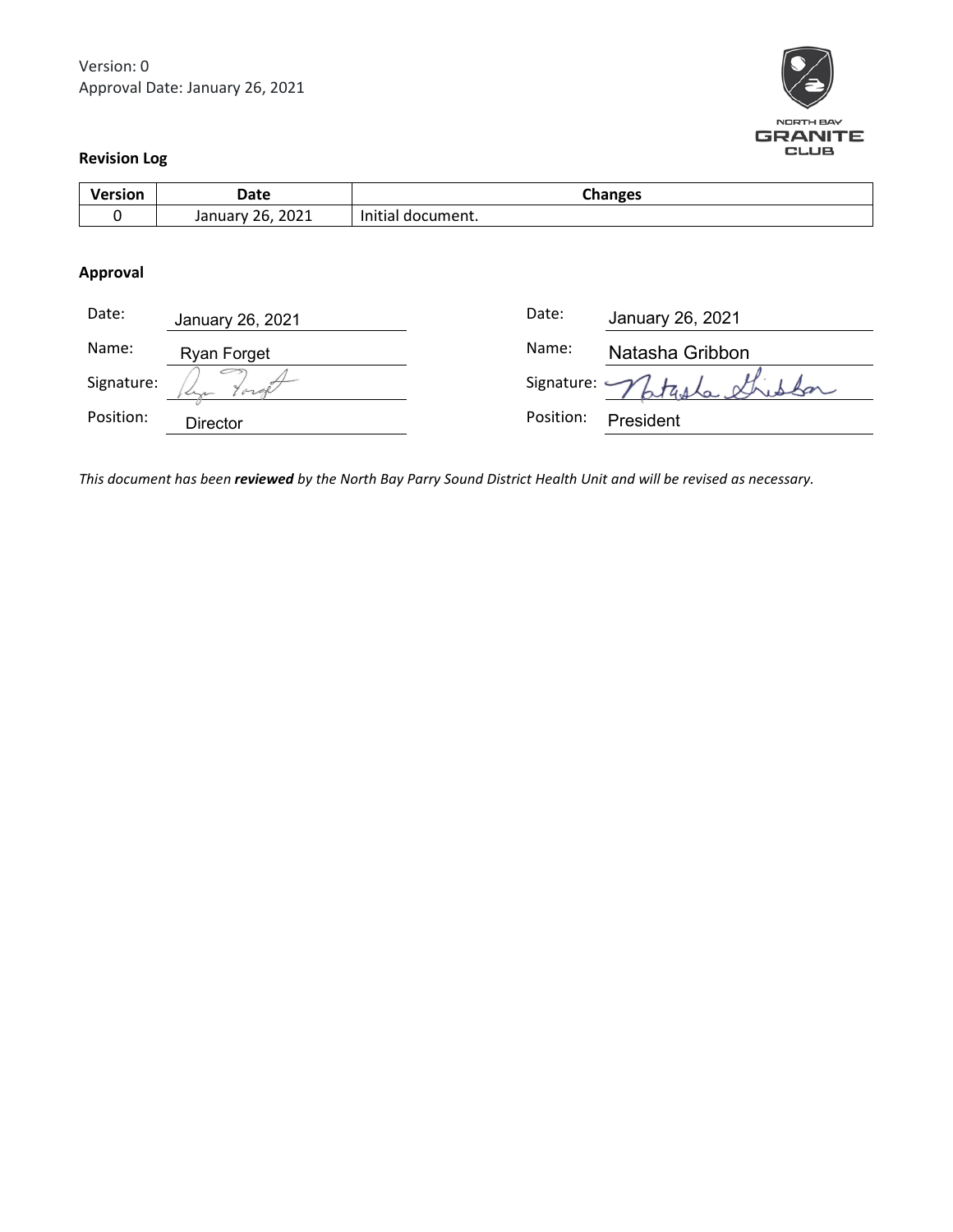Version: 0
Approval Date: January 26, 2021

NORTH BAY
GRANITE
CLUB

**Revision Log**

| Version | Date | Changes |
|---|---|---|
| 0 | January 26, 2021 | Initial document. |

**Approval**

| | | | |
|---|---|---|---|
| Date: | January 26, 2021 | Date: | January 26, 2021 |
| Name: | Ryan Forget | Name: | Natasha Gribbon |
| Signature: | Ryan Forget | Signature: | Natasha Gribbon |
| Position: | Director | Position: | President |

*This document has been **reviewed** by the North Bay Parry Sound District Health Unit and will be revised as necessary.*